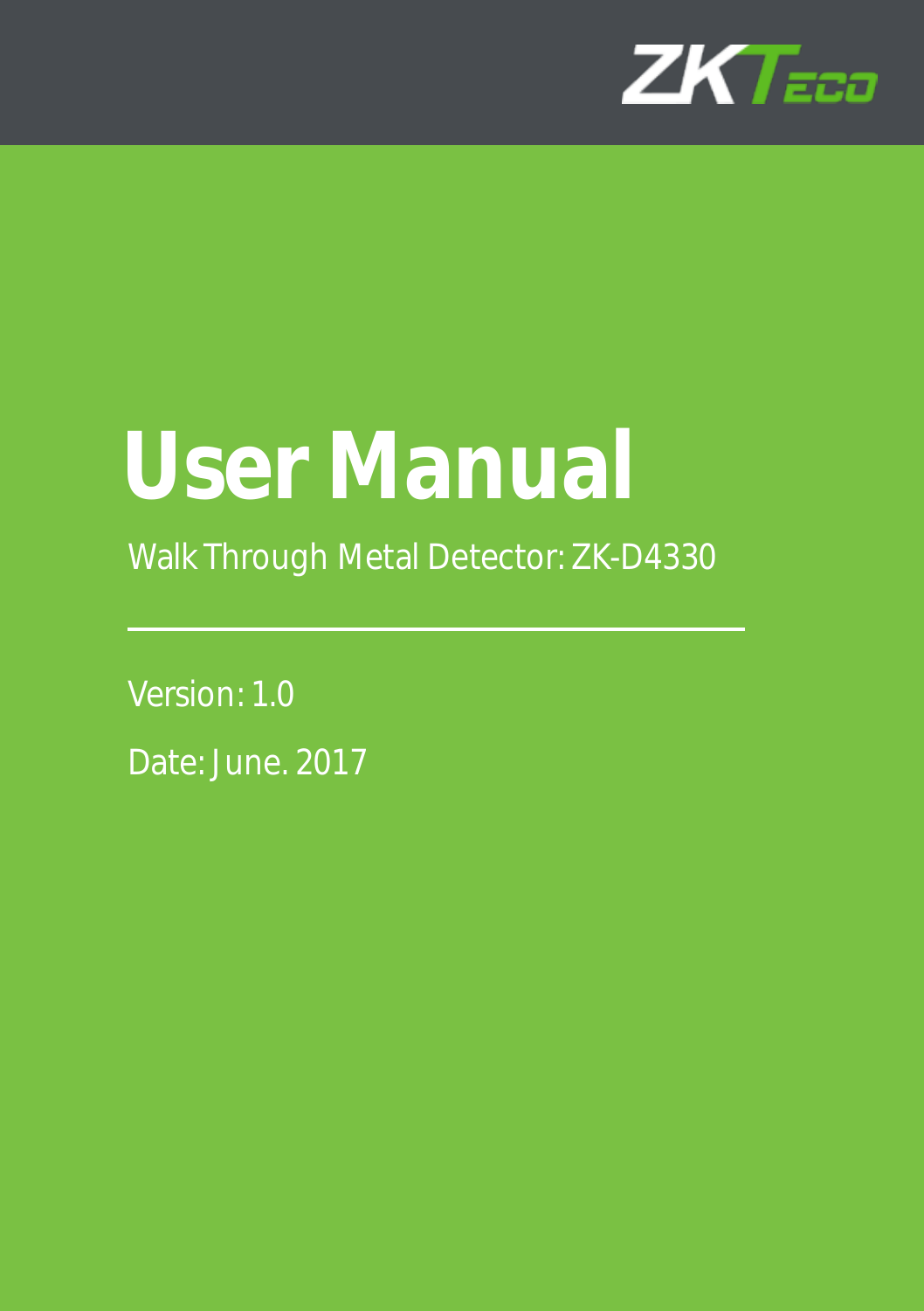ZKTeco

# User Manual

Walk Through Metal Detector: ZK-D4330

Version: 1.0

Date: June. 2017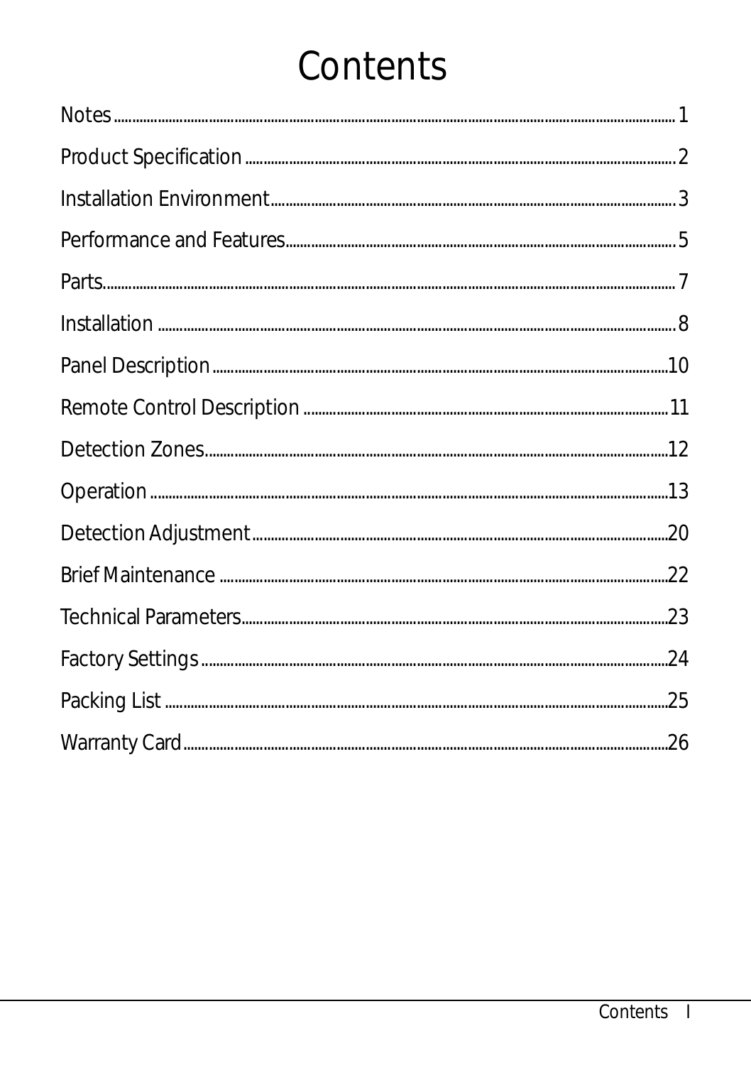# Contents

Notes........................................................................................................................................1

Product Specification..................................................................................................2

Installation Environment...........................................................................................3

Performance and Features.......................................................................................5

Parts...........................................................................................................................................7

Installation ...........................................................................................................................8

Panel Description.........................................................................................................10

Remote Control Description ................................................................................11

Detection Zones...........................................................................................................12

Operation ...........................................................................................................................13

Detection Adjustment...............................................................................................20

Brief Maintenance .......................................................................................................22

Technical Parameters................................................................................................23

Factory Settings ...........................................................................................................24

Packing List .....................................................................................................................25

Warranty Card.................................................................................................................26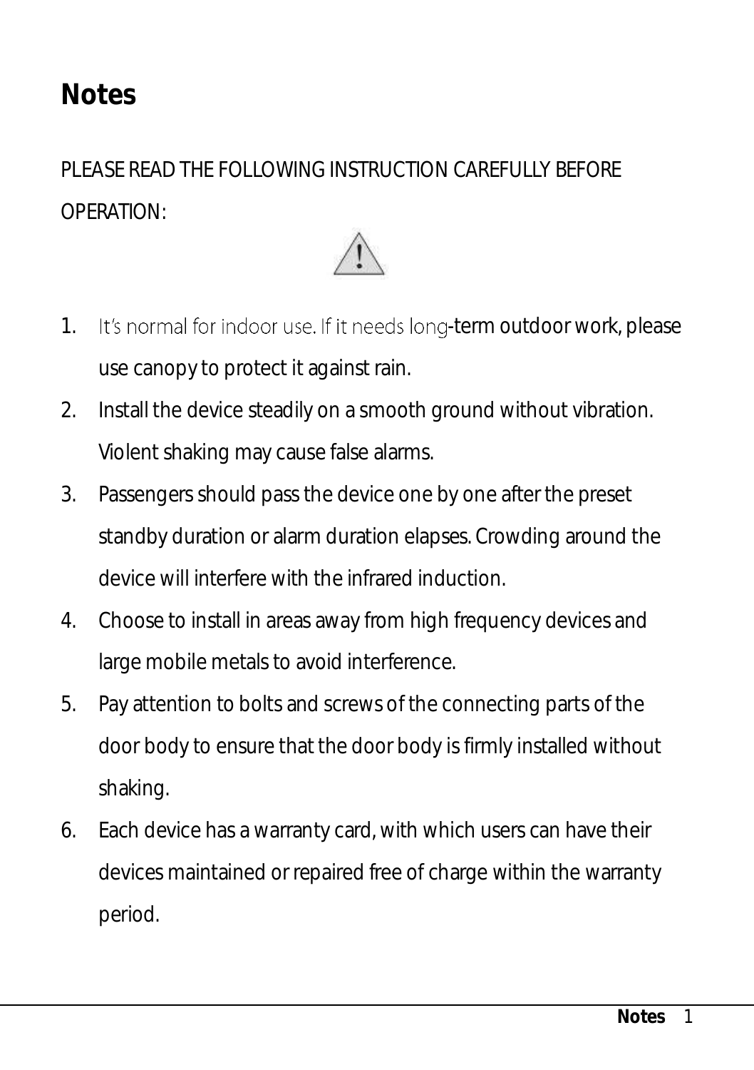# Notes

PLEASE READ THE FOLLOWING INSTRUCTION CAREFULLY BEFORE OPERATION:

1. It's normal for indoor use. If it needs long-term outdoor work, please use canopy to protect it against rain.
2. Install the device steadily on a smooth ground without vibration. Violent shaking may cause false alarms.
3. Passengers should pass the device one by one after the preset standby duration or alarm duration elapses. Crowding around the device will interfere with the infrared induction.
4. Choose to install in areas away from high frequency devices and large mobile metals to avoid interference.
5. Pay attention to bolts and screws of the connecting parts of the door body to ensure that the door body is firmly installed without shaking.
6. Each device has a warranty card, with which users can have their devices maintained or repaired free of charge within the warranty period.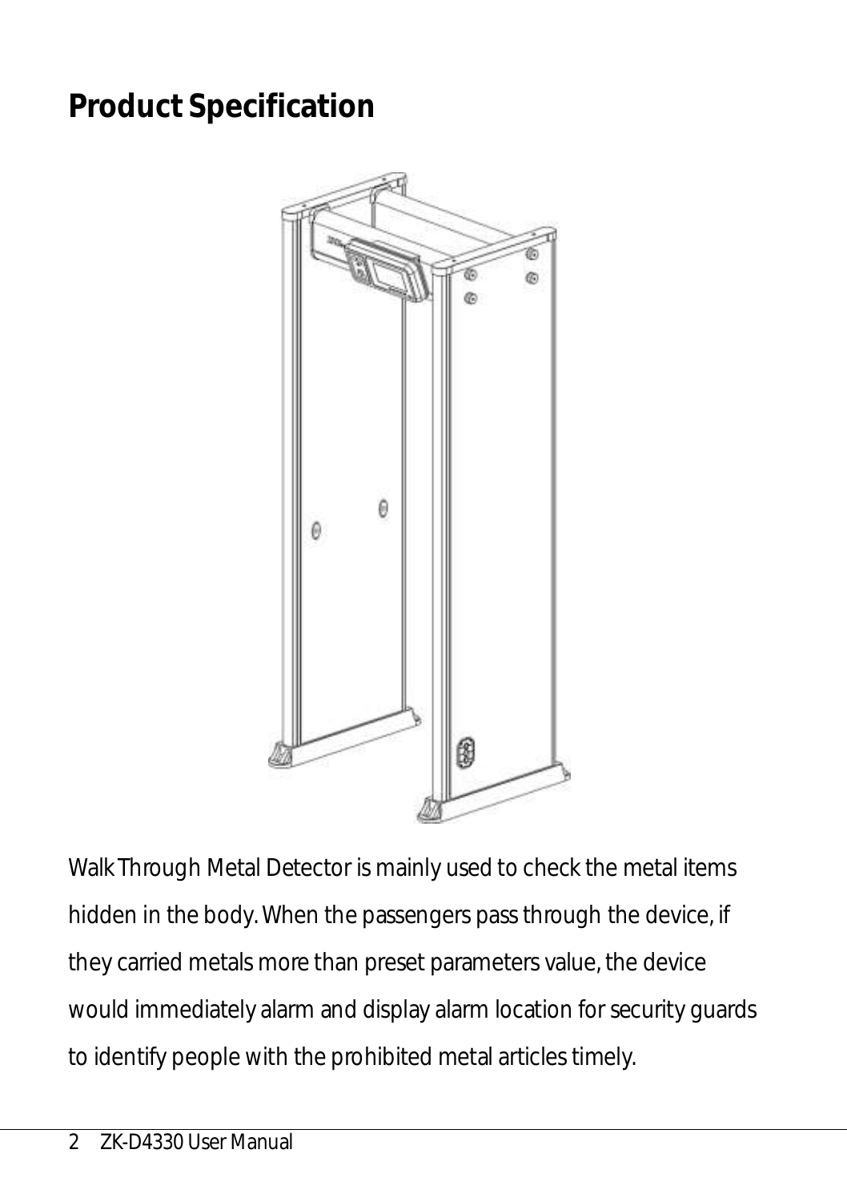# Product Specification

Walk Through Metal Detector is mainly used to check the metal items hidden in the body. When the passengers pass through the device, if they carried metals more than preset parameters value, the device would immediately alarm and display alarm location for security guards to identify people with the prohibited metal articles timely.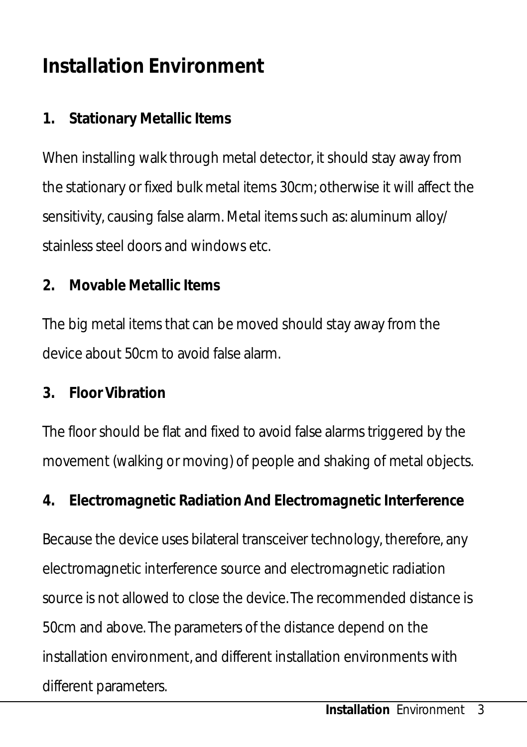# Installation Environment

**1. Stationary Metallic Items**

When installing walk through metal detector, it should stay away from the stationary or fixed bulk metal items 30cm; otherwise it will affect the sensitivity, causing false alarm. Metal items such as: aluminum alloy/ stainless steel doors and windows etc.

**2. Movable Metallic Items**

The big metal items that can be moved should stay away from the device about 50cm to avoid false alarm.

**3. Floor Vibration**

The floor should be flat and fixed to avoid false alarms triggered by the movement (walking or moving) of people and shaking of metal objects.

**4. Electromagnetic Radiation And Electromagnetic Interference**

Because the device uses bilateral transceiver technology, therefore, any electromagnetic interference source and electromagnetic radiation source is not allowed to close the device. The recommended distance is 50cm and above. The parameters of the distance depend on the installation environment, and different installation environments with different parameters.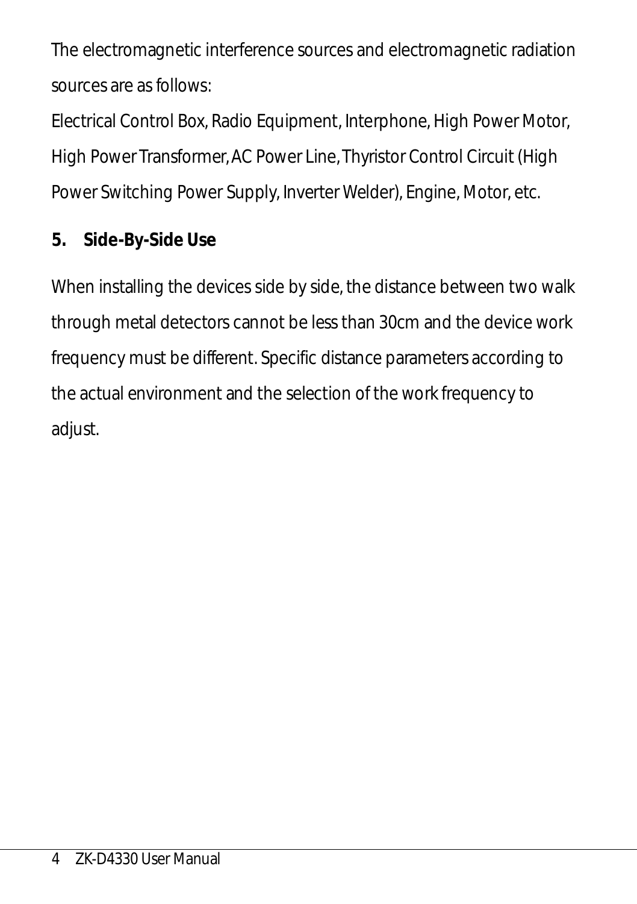The electromagnetic interference sources and electromagnetic radiation sources are as follows:

Electrical Control Box, Radio Equipment, Interphone, High Power Motor, High Power Transformer, AC Power Line, Thyristor Control Circuit (High Power Switching Power Supply, Inverter Welder), Engine, Motor, etc.

**5. Side-By-Side Use**

When installing the devices side by side, the distance between two walk through metal detectors cannot be less than 30cm and the device work frequency must be different. Specific distance parameters according to the actual environment and the selection of the work frequency to adjust.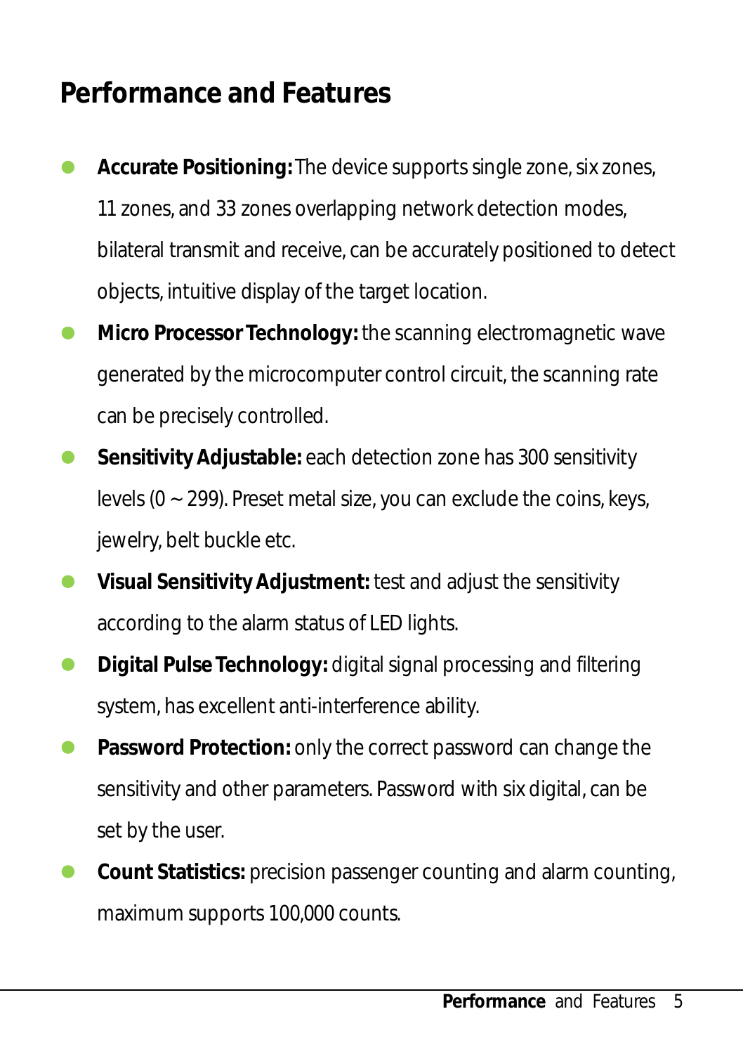# Performance and Features

- **Accurate Positioning:** The device supports single zone, six zones, 11 zones, and 33 zones overlapping network detection modes, bilateral transmit and receive, can be accurately positioned to detect objects, intuitive display of the target location.
- **Micro Processor Technology:** the scanning electromagnetic wave generated by the microcomputer control circuit, the scanning rate can be precisely controlled.
- **Sensitivity Adjustable:** each detection zone has 300 sensitivity levels (0 ~ 299). Preset metal size, you can exclude the coins, keys, jewelry, belt buckle etc.
- **Visual Sensitivity Adjustment:** test and adjust the sensitivity according to the alarm status of LED lights.
- **Digital Pulse Technology:** digital signal processing and filtering system, has excellent anti-interference ability.
- **Password Protection:** only the correct password can change the sensitivity and other parameters. Password with six digital, can be set by the user.
- **Count Statistics:** precision passenger counting and alarm counting, maximum supports 100,000 counts.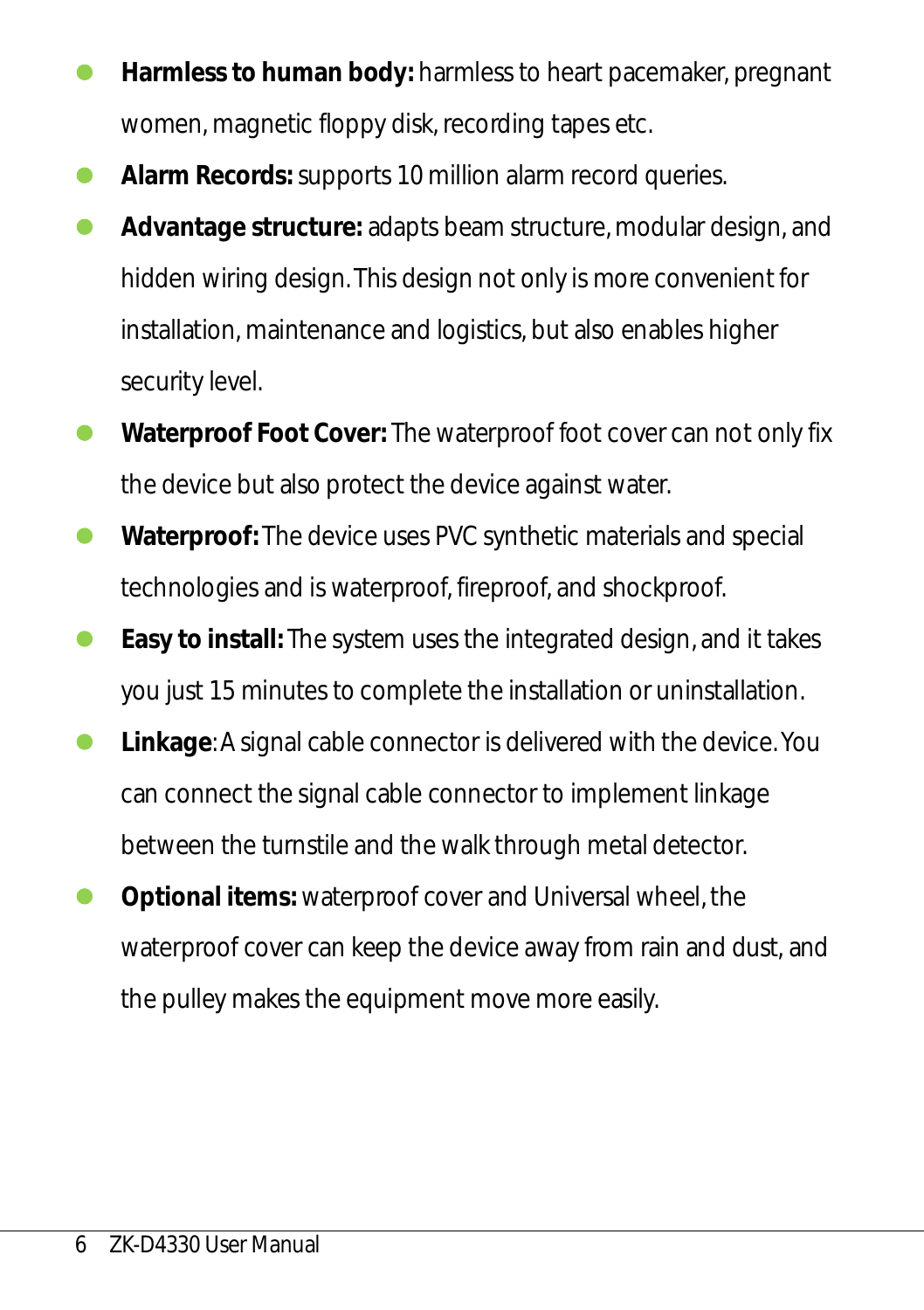- **Harmless to human body:** harmless to heart pacemaker, pregnant women, magnetic floppy disk, recording tapes etc.
- **Alarm Records:** supports 10 million alarm record queries.
- **Advantage structure:** adapts beam structure, modular design, and hidden wiring design. This design not only is more convenient for installation, maintenance and logistics, but also enables higher security level.
- **Waterproof Foot Cover:** The waterproof foot cover can not only fix the device but also protect the device against water.
- **Waterproof:** The device uses PVC synthetic materials and special technologies and is waterproof, fireproof, and shockproof.
- **Easy to install:** The system uses the integrated design, and it takes you just 15 minutes to complete the installation or uninstallation.
- **Linkage**: A signal cable connector is delivered with the device. You can connect the signal cable connector to implement linkage between the turnstile and the walk through metal detector.
- **Optional items:** waterproof cover and Universal wheel, the waterproof cover can keep the device away from rain and dust, and the pulley makes the equipment move more easily.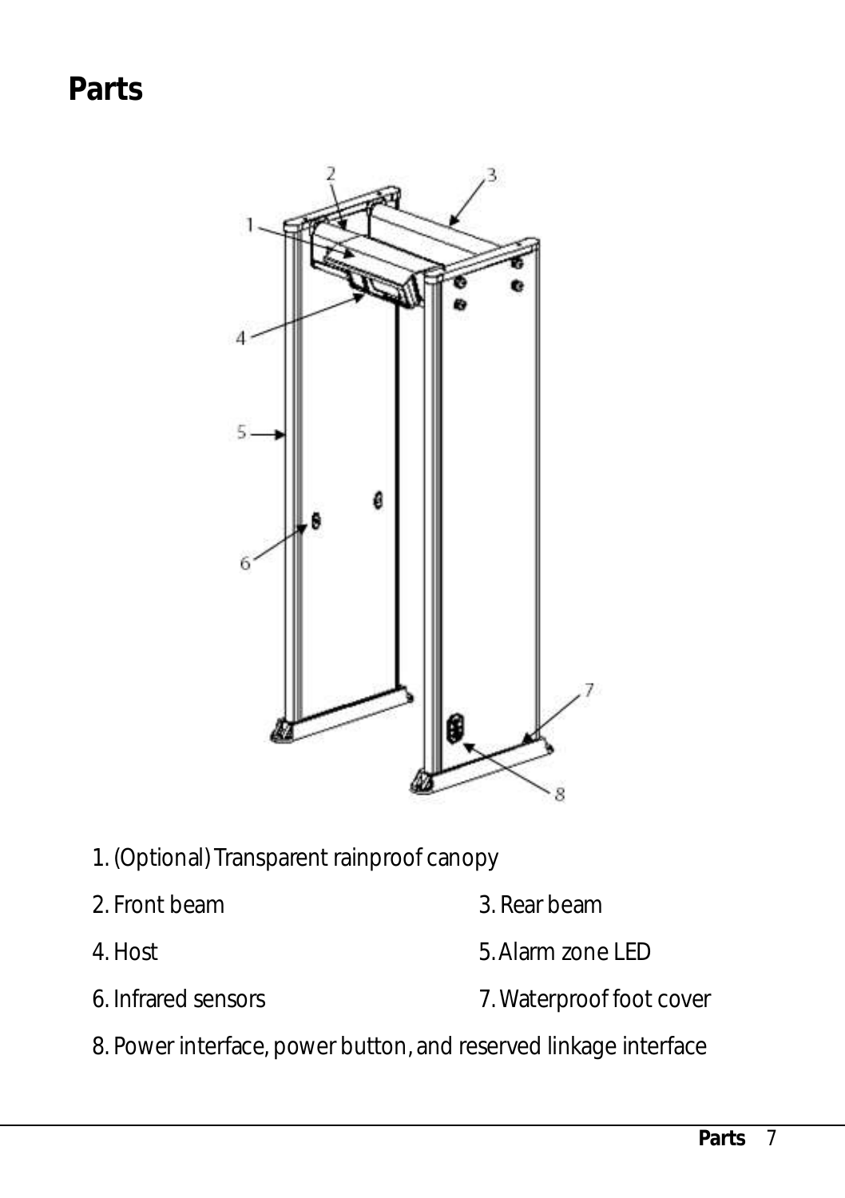# Parts

1. (Optional) Transparent rainproof canopy
2. Front beam
3. Rear beam
4. Host
5. Alarm zone LED
6. Infrared sensors
7. Waterproof foot cover
8. Power interface, power button, and reserved linkage interface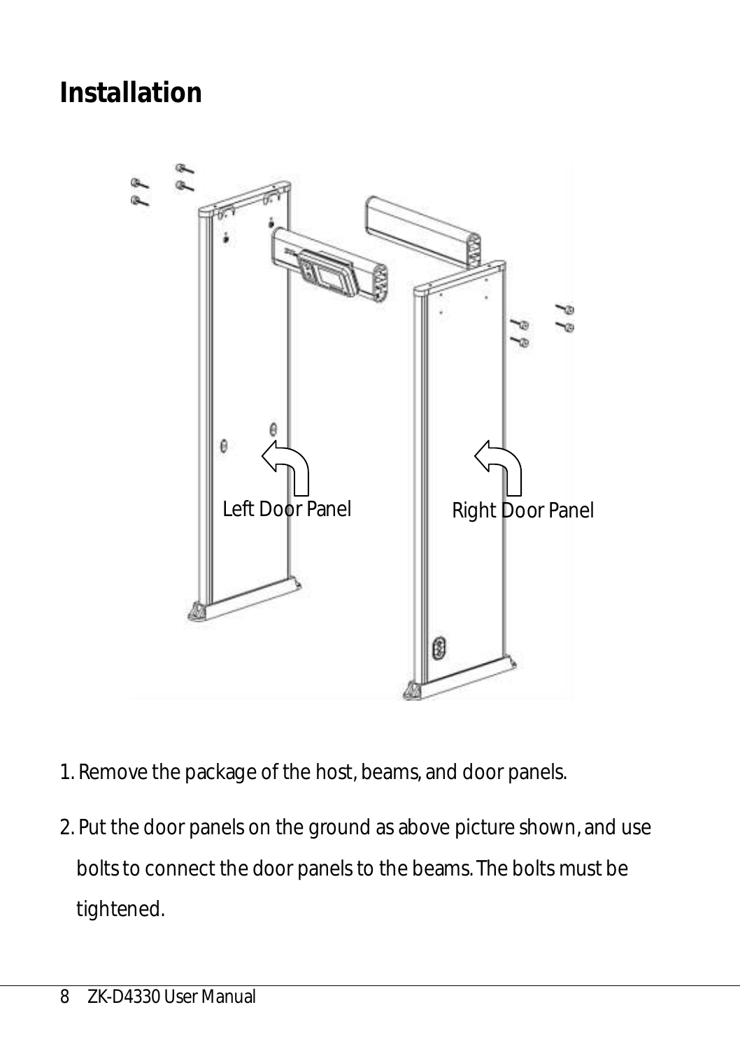# Installation

Left Door Panel

Right Door Panel

1. Remove the package of the host, beams, and door panels.
2. Put the door panels on the ground as above picture shown, and use bolts to connect the door panels to the beams. The bolts must be tightened.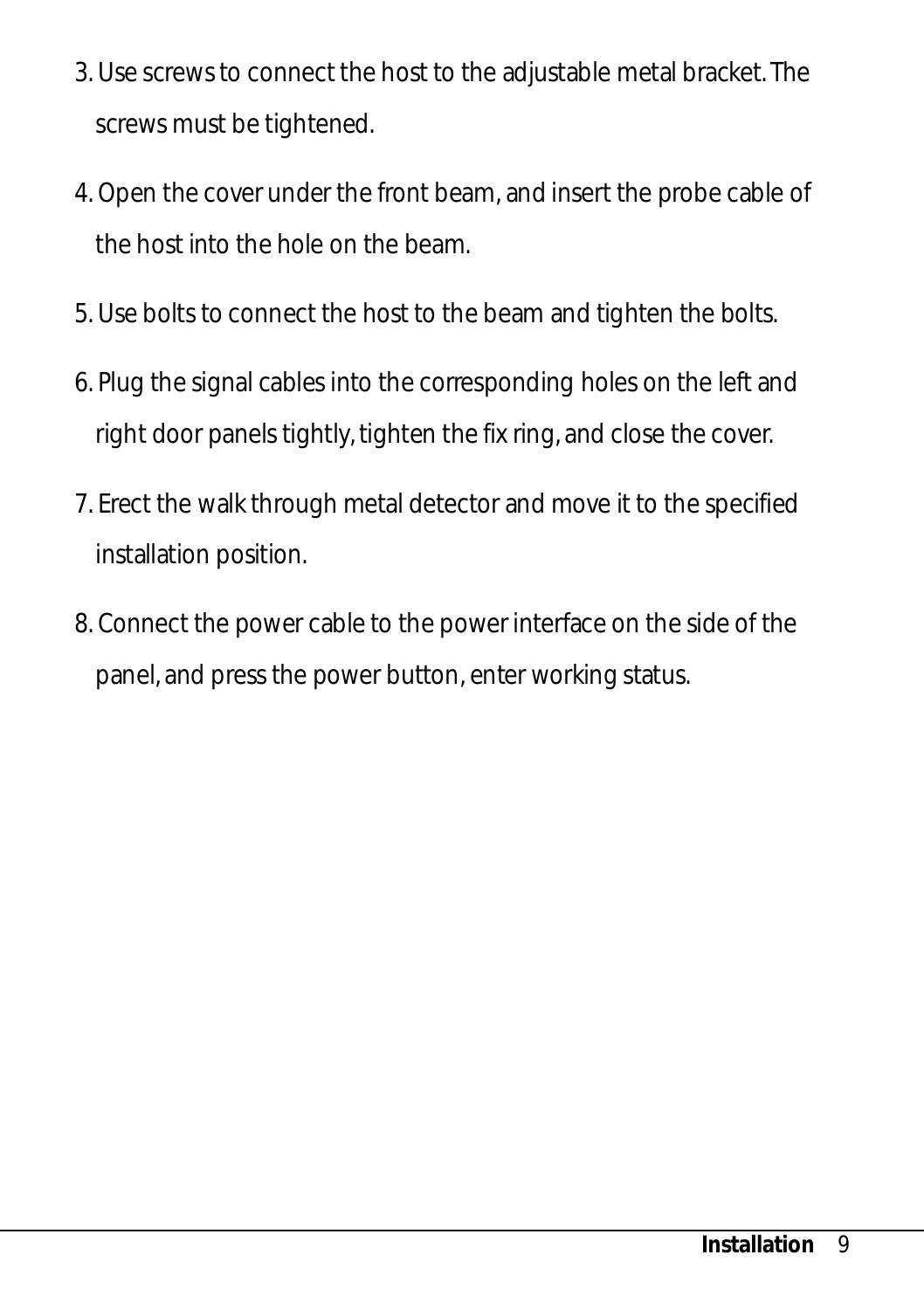3. Use screws to connect the host to the adjustable metal bracket. The screws must be tightened.
4. Open the cover under the front beam, and insert the probe cable of the host into the hole on the beam.
5. Use bolts to connect the host to the beam and tighten the bolts.
6. Plug the signal cables into the corresponding holes on the left and right door panels tightly, tighten the fix ring, and close the cover.
7. Erect the walk through metal detector and move it to the specified installation position.
8. Connect the power cable to the power interface on the side of the panel, and press the power button, enter working status.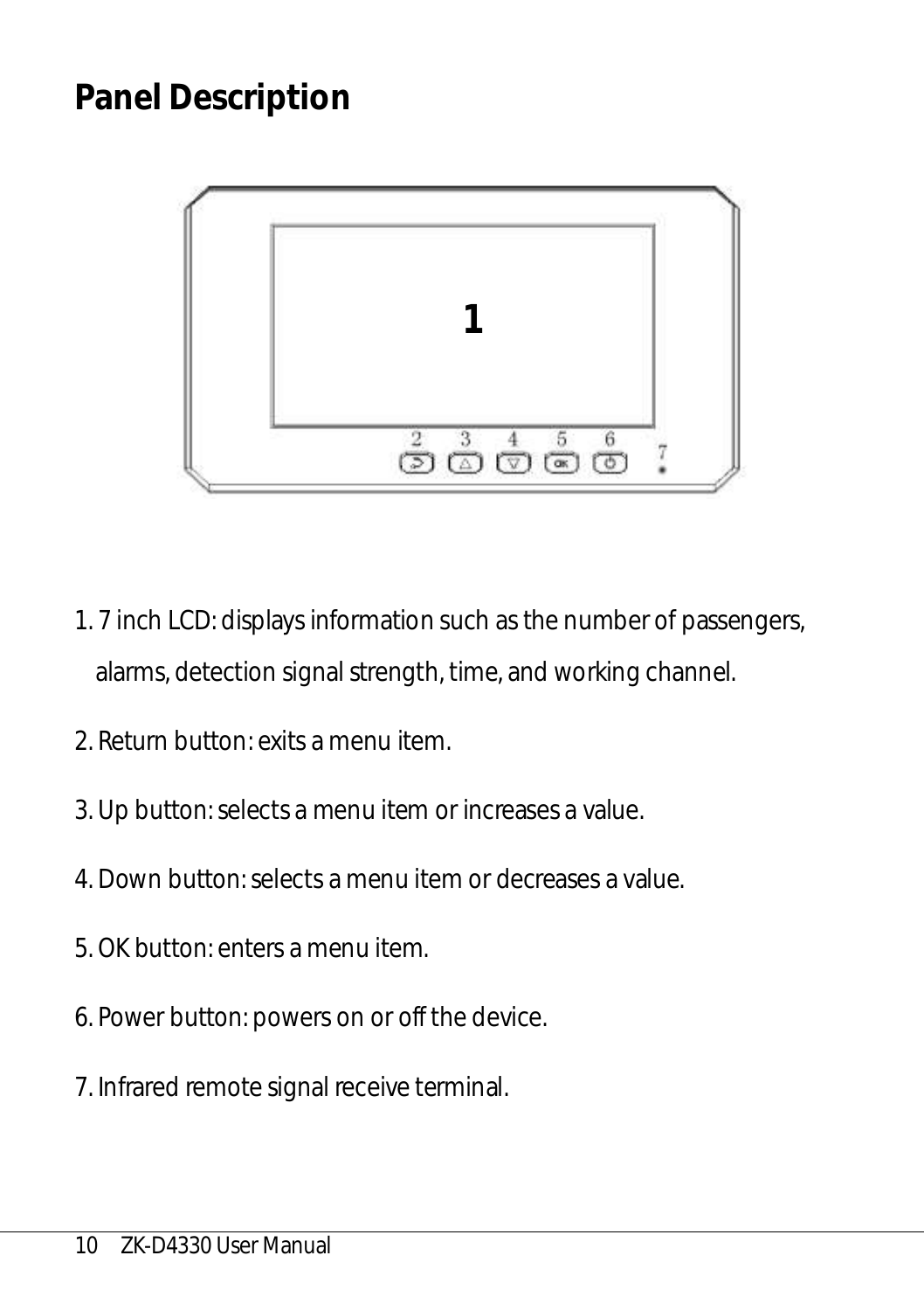# Panel Description

1. 7 inch LCD: displays information such as the number of passengers, alarms, detection signal strength, time, and working channel.
2. Return button: exits a menu item.
3. Up button: selects a menu item or increases a value.
4. Down button: selects a menu item or decreases a value.
5. OK button: enters a menu item.
6. Power button: powers on or off the device.
7. Infrared remote signal receive terminal.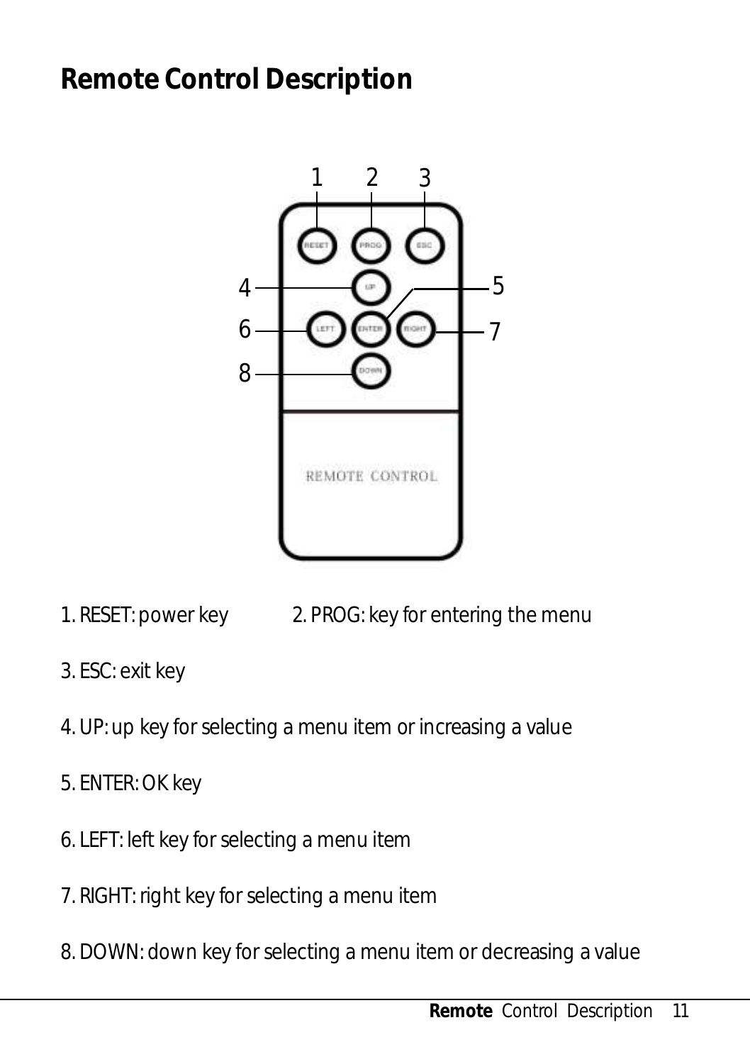# Remote Control Description

1. RESET: power key
2. PROG: key for entering the menu
3. ESC: exit key
4. UP: up key for selecting a menu item or increasing a value
5. ENTER: OK key
6. LEFT: left key for selecting a menu item
7. RIGHT: right key for selecting a menu item
8. DOWN: down key for selecting a menu item or decreasing a value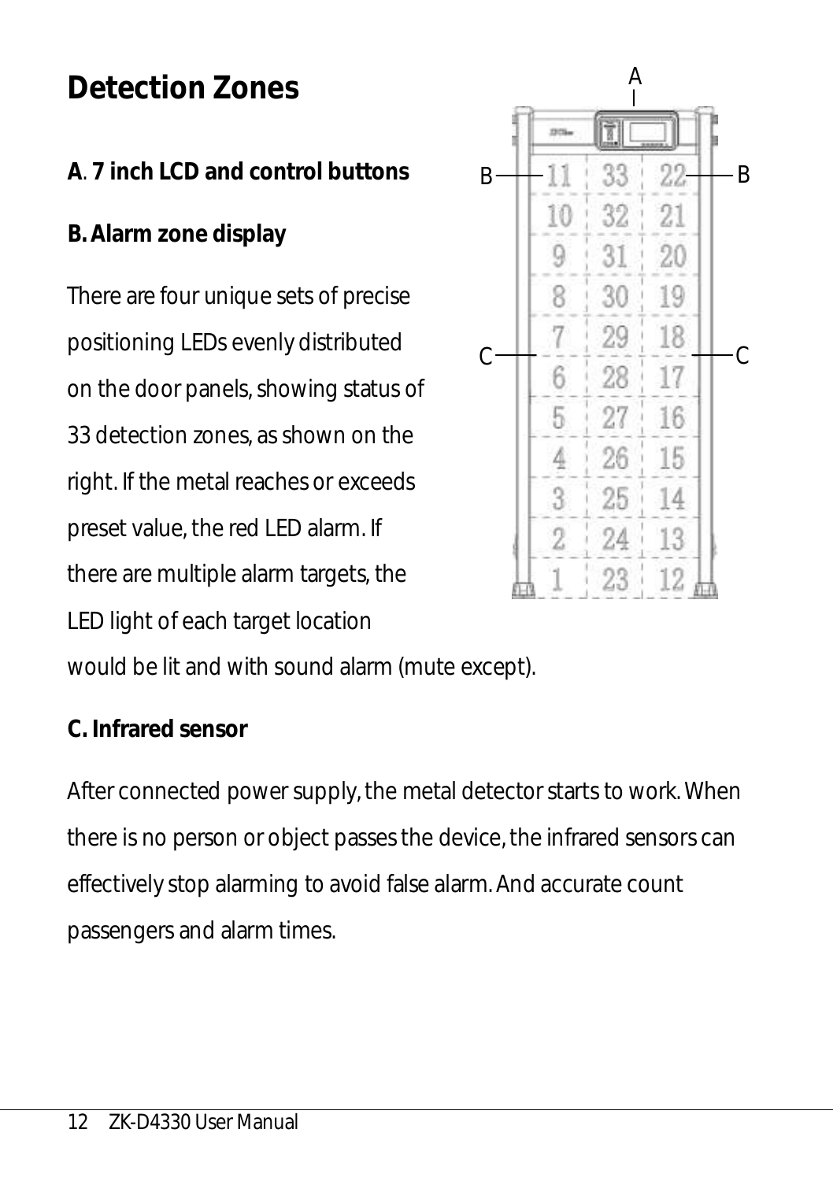# Detection Zones

**A. 7 inch LCD and control buttons**

**B. Alarm zone display**

There are four unique sets of precise positioning LEDs evenly distributed on the door panels, showing status of 33 detection zones, as shown on the right. If the metal reaches or exceeds preset value, the red LED alarm. If there are multiple alarm targets, the LED light of each target location would be lit and with sound alarm (mute except).

**C. Infrared sensor**

After connected power supply, the metal detector starts to work. When there is no person or object passes the device, the infrared sensors can effectively stop alarming to avoid false alarm. And accurate count passengers and alarm times.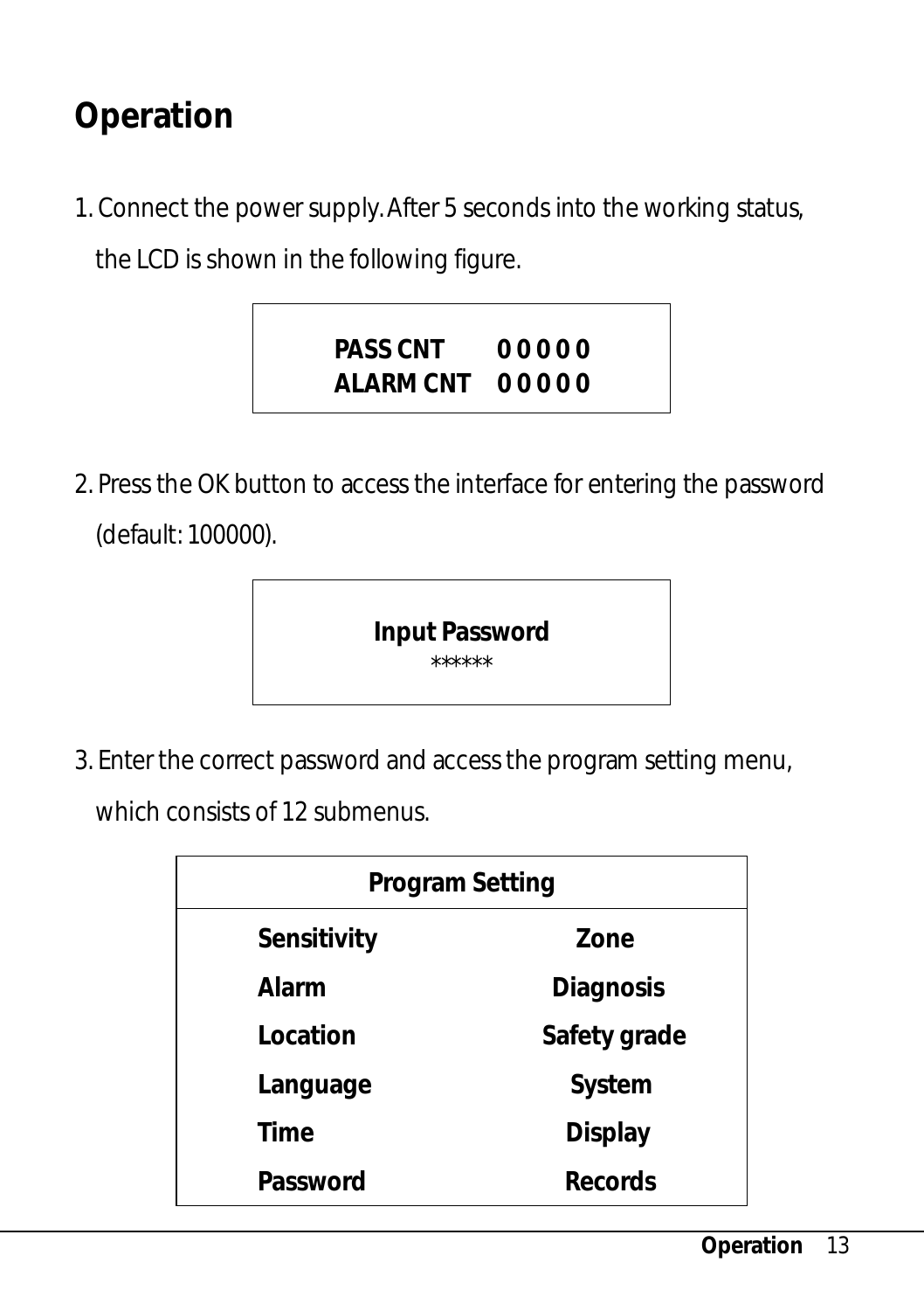# Operation

1. Connect the power supply. After 5 seconds into the working status, the LCD is shown in the following figure.

```
PASS CNT     0 0 0 0 0
ALARM CNT    0 0 0 0 0
```

2. Press the OK button to access the interface for entering the password (default: 100000).

```
Input Password
******
```

3. Enter the correct password and access the program setting menu, which consists of 12 submenus.

| Program Setting | |
|---|---|
| Sensitivity | Zone |
| Alarm | Diagnosis |
| Location | Safety grade |
| Language | System |
| Time | Display |
| Password | Records |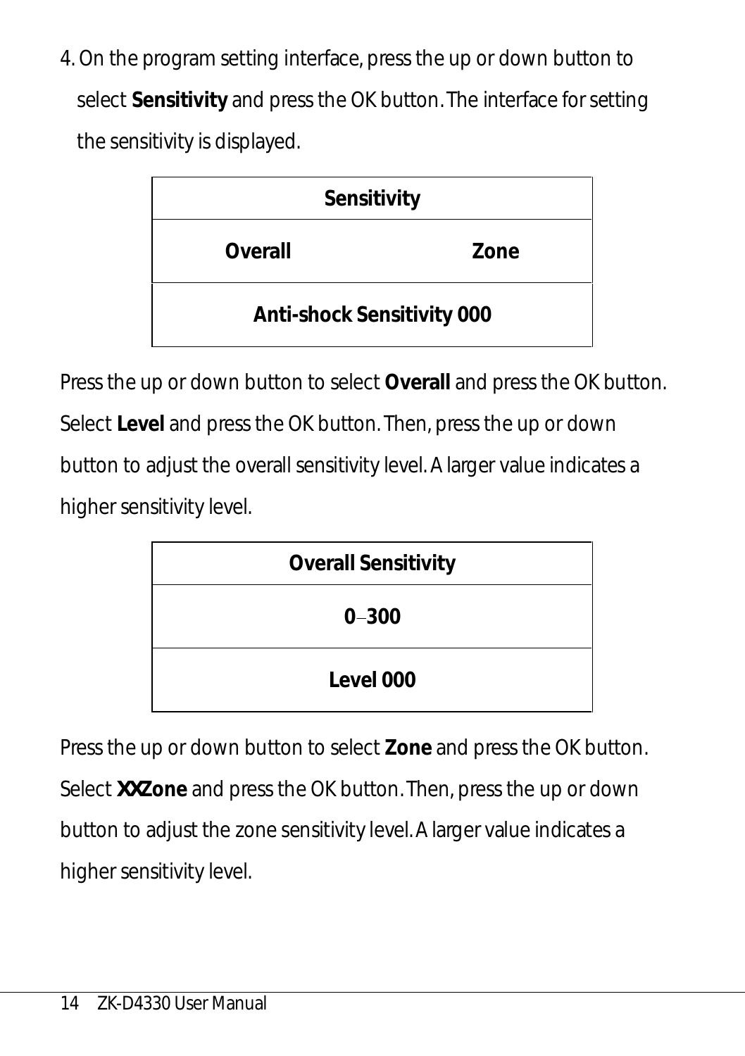4. On the program setting interface, press the up or down button to select **Sensitivity** and press the OK button. The interface for setting the sensitivity is displayed.

| Sensitivity | |
|---|---|
| **Overall** | **Zone** |
| **Anti-shock Sensitivity 000** | |

Press the up or down button to select **Overall** and press the OK button. Select **Level** and press the OK button. Then, press the up or down button to adjust the overall sensitivity level. A larger value indicates a higher sensitivity level.

| Overall Sensitivity |
|---|
| **0–300** |
| **Level 000** |

Press the up or down button to select **Zone** and press the OK button. Select **XXZone** and press the OK button. Then, press the up or down button to adjust the zone sensitivity level. A larger value indicates a higher sensitivity level.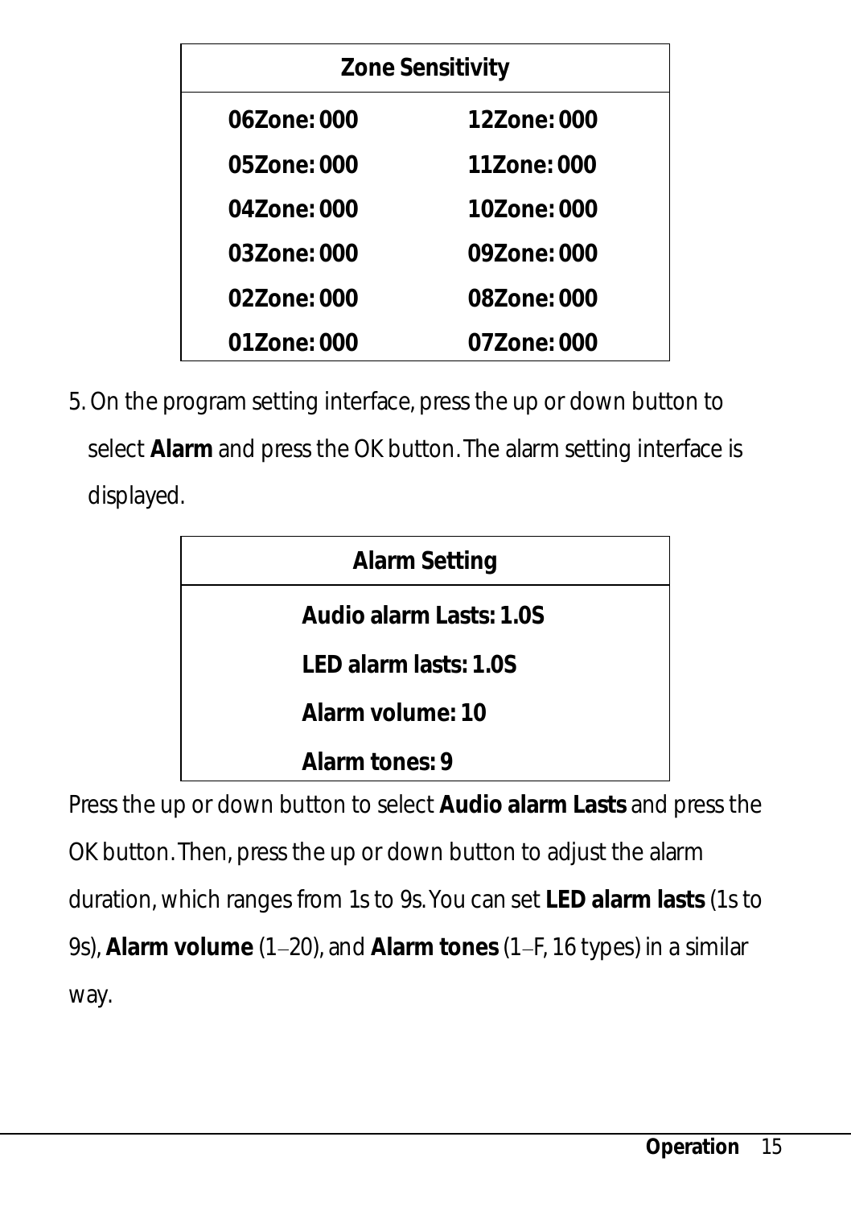| Zone Sensitivity | |
| --- | --- |
| 06Zone: 000 | 12Zone: 000 |
| 05Zone: 000 | 11Zone: 000 |
| 04Zone: 000 | 10Zone: 000 |
| 03Zone: 000 | 09Zone: 000 |
| 02Zone: 000 | 08Zone: 000 |
| 01Zone: 000 | 07Zone: 000 |

5. On the program setting interface, press the up or down button to select **Alarm** and press the OK button. The alarm setting interface is displayed.

| Alarm Setting |
| --- |
| Audio alarm Lasts: 1.0S |
| LED alarm lasts: 1.0S |
| Alarm volume: 10 |
| Alarm tones: 9 |

Press the up or down button to select **Audio alarm Lasts** and press the OK button. Then, press the up or down button to adjust the alarm duration, which ranges from 1s to 9s. You can set **LED alarm lasts** (1s to 9s), **Alarm volume** (1–20), and **Alarm tones** (1–F, 16 types) in a similar way.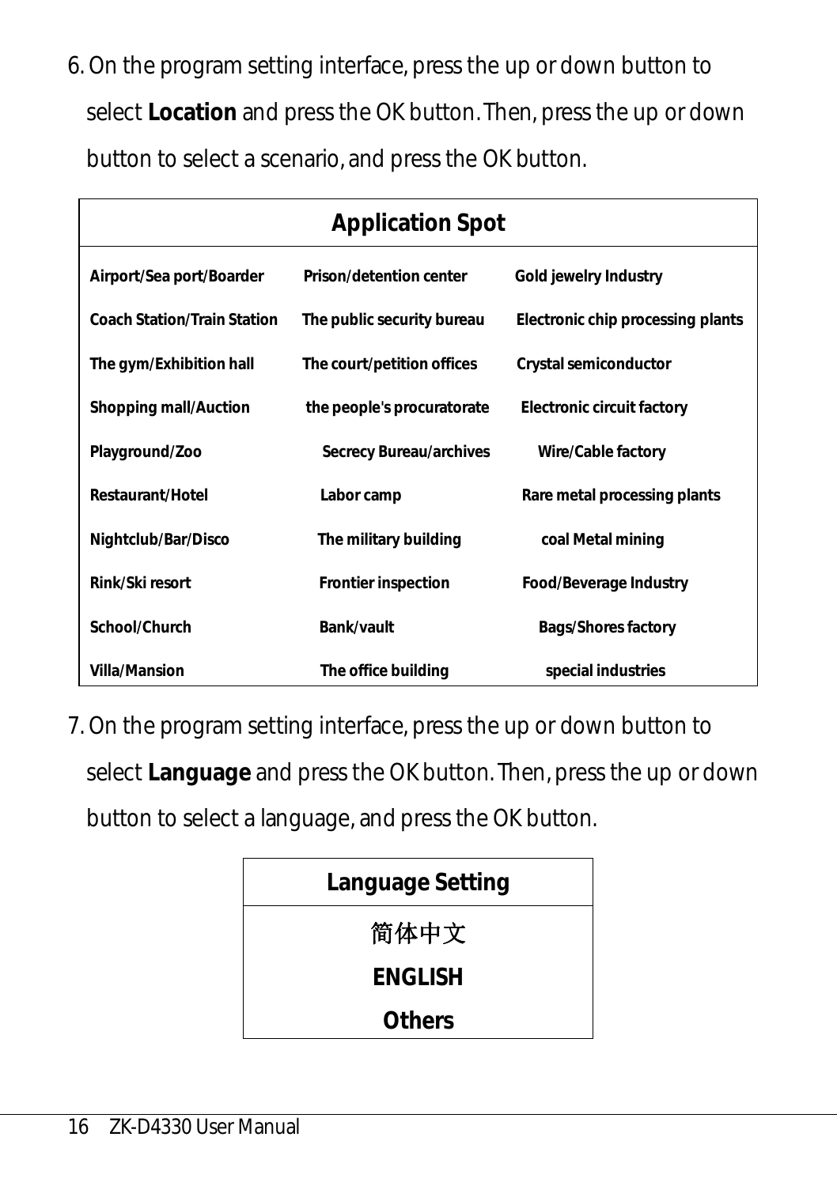6. On the program setting interface, press the up or down button to select **Location** and press the OK button. Then, press the up or down button to select a scenario, and press the OK button.

| Application Spot | | |
|---|---|---|
| Airport/Sea port/Boarder | Prison/detention center | Gold jewelry Industry |
| Coach Station/Train Station | The public security bureau | Electronic chip processing plants |
| The gym/Exhibition hall | The court/petition offices | Crystal semiconductor |
| Shopping mall/Auction | the people's procuratorate | Electronic circuit factory |
| Playground/Zoo | Secrecy Bureau/archives | Wire/Cable factory |
| Restaurant/Hotel | Labor camp | Rare metal processing plants |
| Nightclub/Bar/Disco | The military building | coal Metal mining |
| Rink/Ski resort | Frontier inspection | Food/Beverage Industry |
| School/Church | Bank/vault | Bags/Shores factory |
| Villa/Mansion | The office building | special industries |

7. On the program setting interface, press the up or down button to select **Language** and press the OK button. Then, press the up or down button to select a language, and press the OK button.

| Language Setting |
|---|
| 简体中文 |
| ENGLISH |
| Others |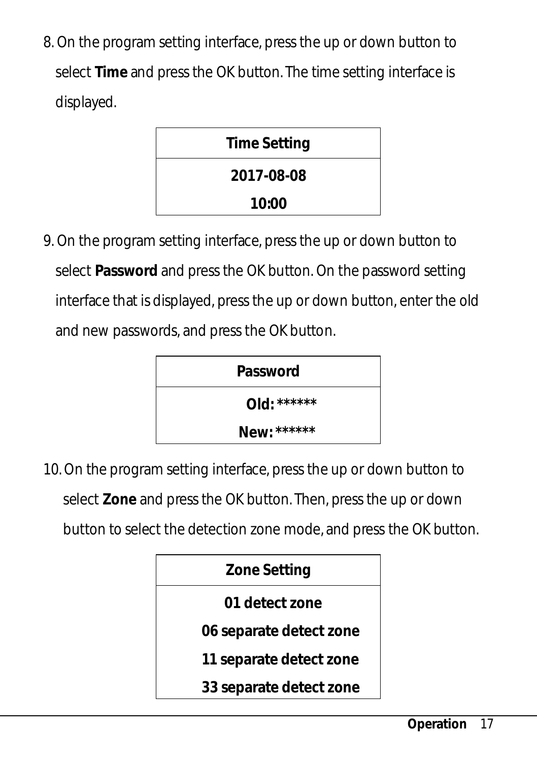8. On the program setting interface, press the up or down button to select **Time** and press the OK button. The time setting interface is displayed.

| Time Setting |
|---|
| 2017-08-08<br>10:00 |

9. On the program setting interface, press the up or down button to select **Password** and press the OK button. On the password setting interface that is displayed, press the up or down button, enter the old and new passwords, and press the OK button.

| Password |
|---|
| Old: ******<br>New: ****** |

10. On the program setting interface, press the up or down button to select **Zone** and press the OK button. Then, press the up or down button to select the detection zone mode, and press the OK button.

| Zone Setting |
|---|
| 01 detect zone<br>06 separate detect zone<br>11 separate detect zone<br>33 separate detect zone |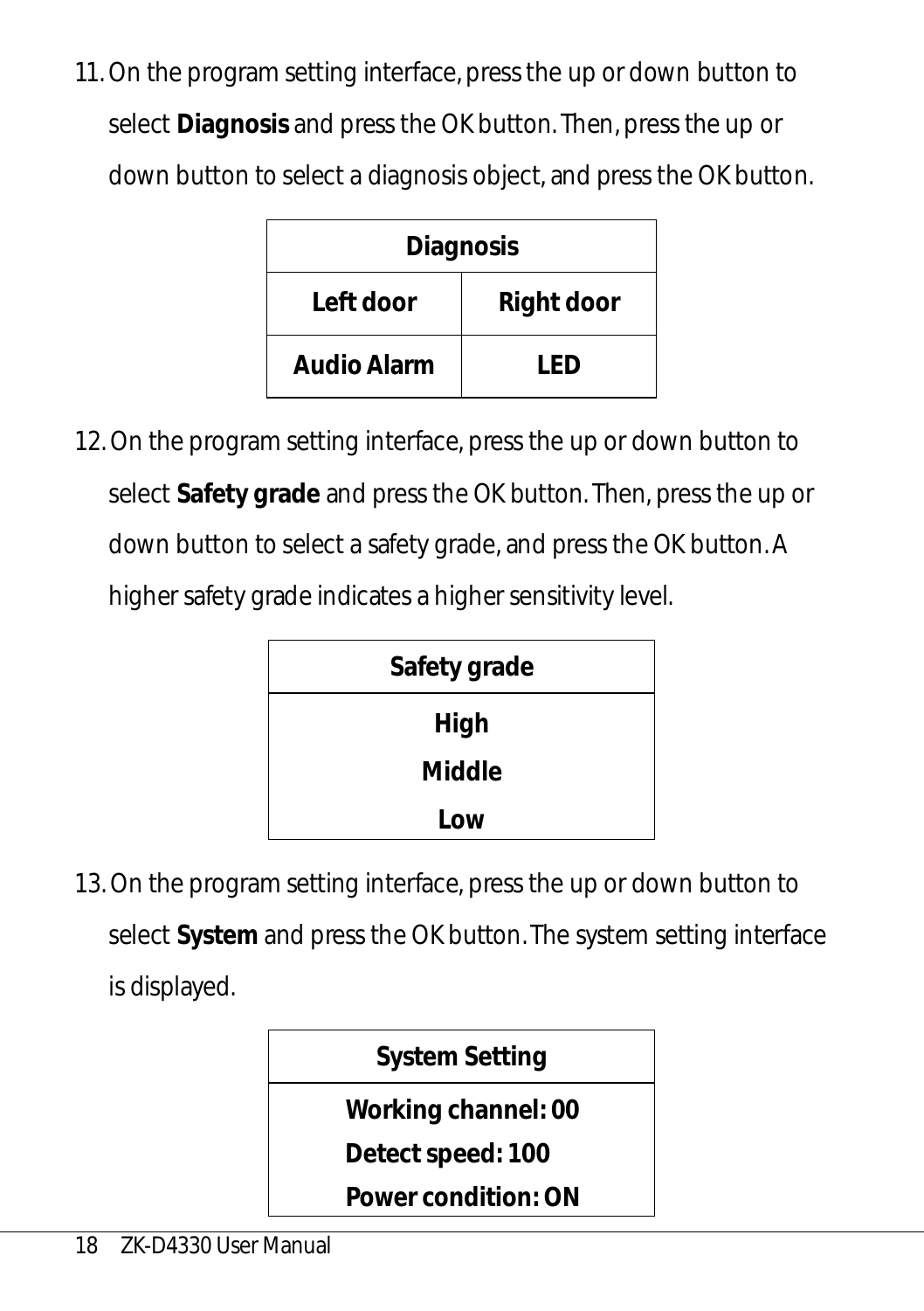11. On the program setting interface, press the up or down button to select **Diagnosis** and press the OK button. Then, press the up or down button to select a diagnosis object, and press the OK button.

| **Diagnosis** | |
|---|---|
| **Left door** | **Right door** |
| **Audio Alarm** | **LED** |

12. On the program setting interface, press the up or down button to select **Safety grade** and press the OK button. Then, press the up or down button to select a safety grade, and press the OK button. A higher safety grade indicates a higher sensitivity level.

| **Safety grade** |
|---|
| **High** |
| **Middle** |
| **Low** |

13. On the program setting interface, press the up or down button to select **System** and press the OK button. The system setting interface is displayed.

| **System Setting** |
|---|
| **Working channel: 00** |
| **Detect speed: 100** |
| **Power condition: ON** |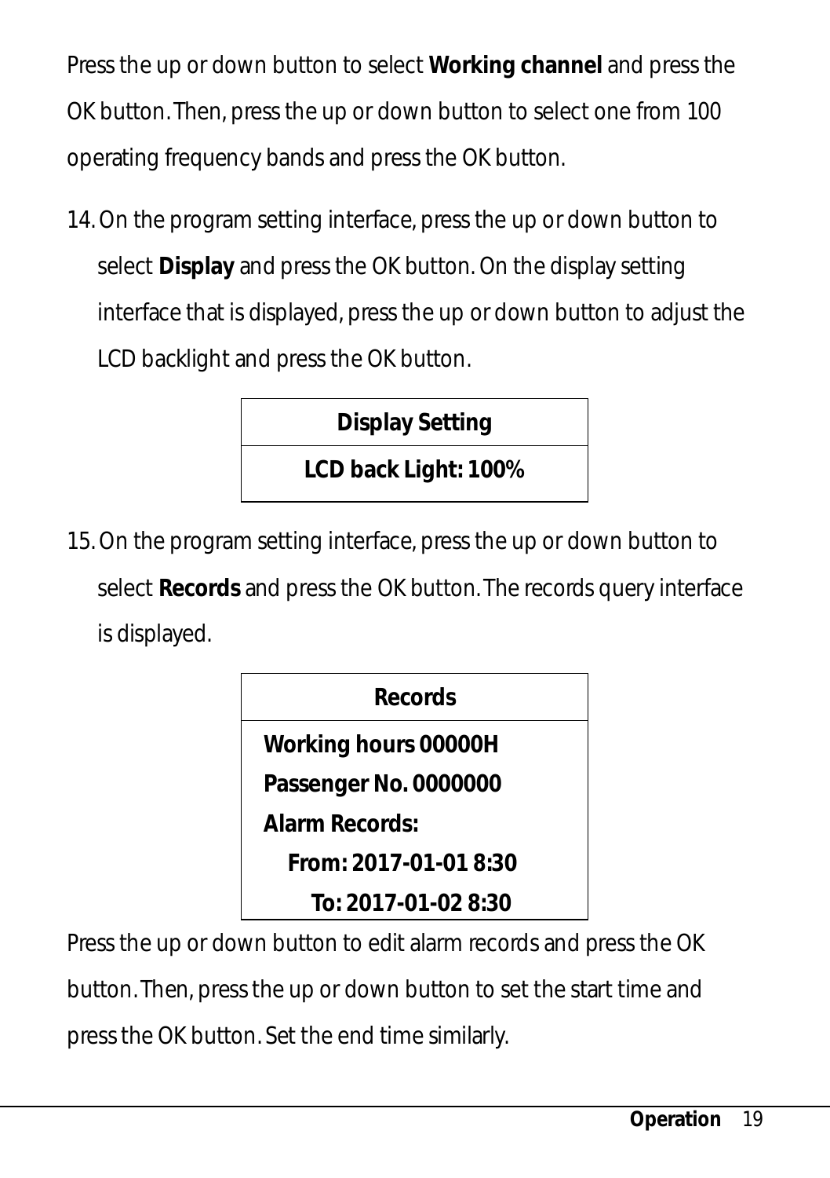Press the up or down button to select **Working channel** and press the OK button. Then, press the up or down button to select one from 100 operating frequency bands and press the OK button.

14. On the program setting interface, press the up or down button to select **Display** and press the OK button. On the display setting interface that is displayed, press the up or down button to adjust the LCD backlight and press the OK button.

| **Display Setting** |
| --- |
| **LCD back Light: 100%** |

15. On the program setting interface, press the up or down button to select **Records** and press the OK button. The records query interface is displayed.

| **Records** |
| --- |
| **Working hours 00000H**<br>**Passenger No. 0000000**<br>**Alarm Records:**<br>**From: 2017-01-01 8:30**<br>**To: 2017-01-02 8:30** |

Press the up or down button to edit alarm records and press the OK button. Then, press the up or down button to set the start time and press the OK button. Set the end time similarly.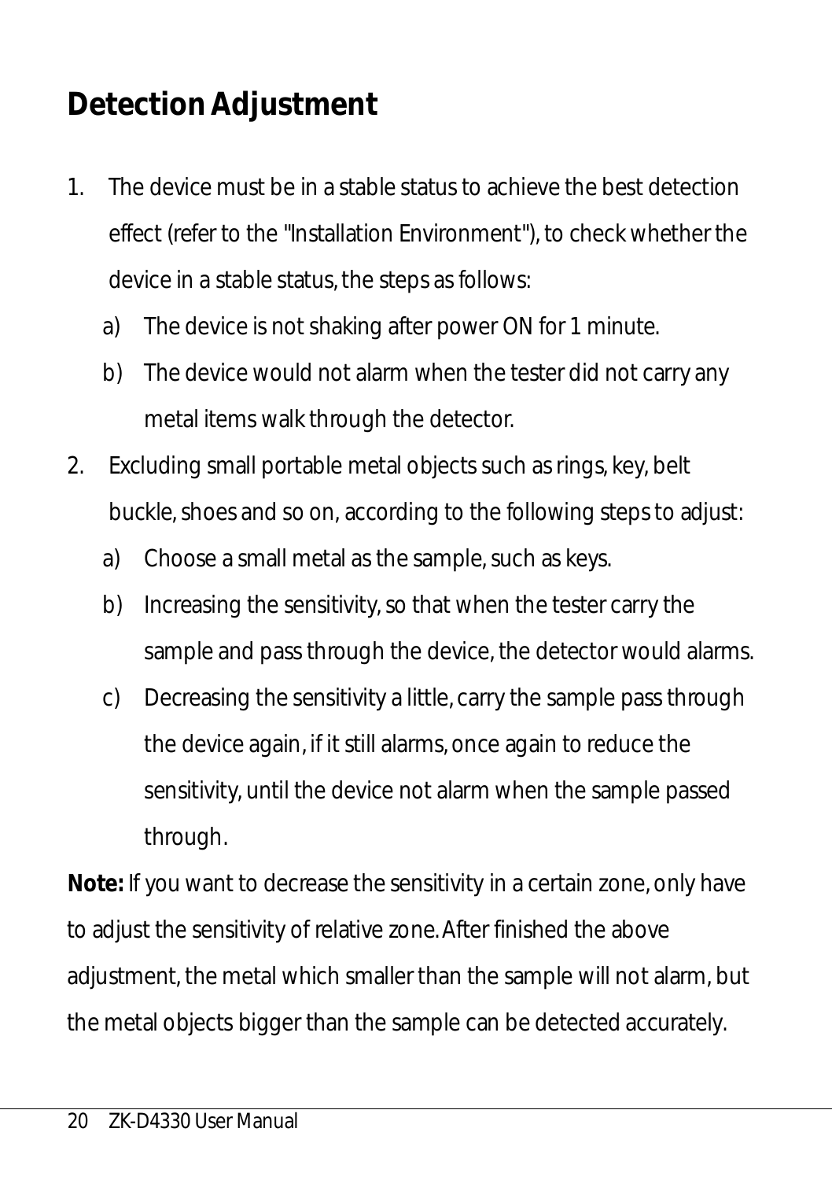# Detection Adjustment

1. The device must be in a stable status to achieve the best detection effect (refer to the "Installation Environment"), to check whether the device in a stable status, the steps as follows:
   a) The device is not shaking after power ON for 1 minute.
   b) The device would not alarm when the tester did not carry any metal items walk through the detector.
2. Excluding small portable metal objects such as rings, key, belt buckle, shoes and so on, according to the following steps to adjust:
   a) Choose a small metal as the sample, such as keys.
   b) Increasing the sensitivity, so that when the tester carry the sample and pass through the device, the detector would alarms.
   c) Decreasing the sensitivity a little, carry the sample pass through the device again, if it still alarms, once again to reduce the sensitivity, until the device not alarm when the sample passed through.

**Note:** If you want to decrease the sensitivity in a certain zone, only have to adjust the sensitivity of relative zone. After finished the above adjustment, the metal which smaller than the sample will not alarm, but the metal objects bigger than the sample can be detected accurately.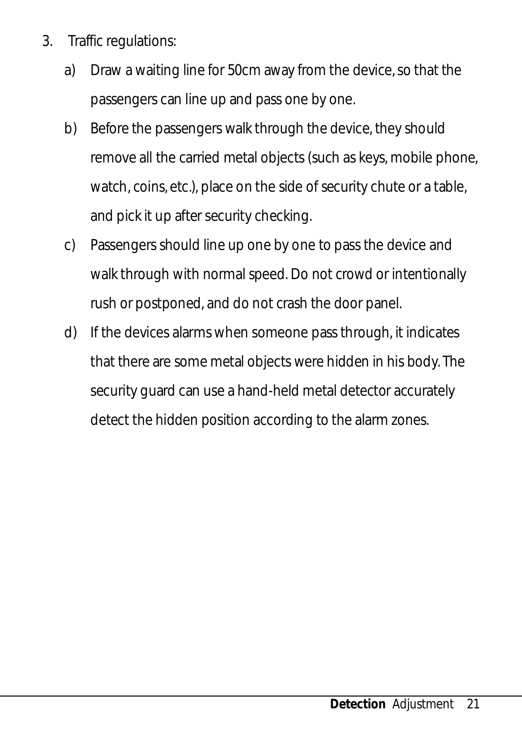3. Traffic regulations:

   a) Draw a waiting line for 50cm away from the device, so that the passengers can line up and pass one by one.

   b) Before the passengers walk through the device, they should remove all the carried metal objects (such as keys, mobile phone, watch, coins, etc.), place on the side of security chute or a table, and pick it up after security checking.

   c) Passengers should line up one by one to pass the device and walk through with normal speed. Do not crowd or intentionally rush or postponed, and do not crash the door panel.

   d) If the devices alarms when someone pass through, it indicates that there are some metal objects were hidden in his body. The security guard can use a hand-held metal detector accurately detect the hidden position according to the alarm zones.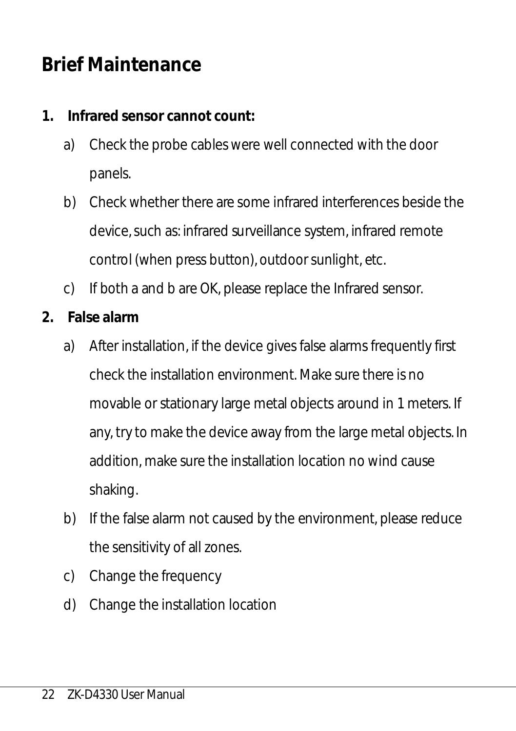# Brief Maintenance

1. **Infrared sensor cannot count:**
    a) Check the probe cables were well connected with the door panels.
    b) Check whether there are some infrared interferences beside the device, such as: infrared surveillance system, infrared remote control (when press button), outdoor sunlight, etc.
    c) If both a and b are OK, please replace the Infrared sensor.
2. **False alarm**
    a) After installation, if the device gives false alarms frequently first check the installation environment. Make sure there is no movable or stationary large metal objects around in 1 meters. If any, try to make the device away from the large metal objects. In addition, make sure the installation location no wind cause shaking.
    b) If the false alarm not caused by the environment, please reduce the sensitivity of all zones.
    c) Change the frequency
    d) Change the installation location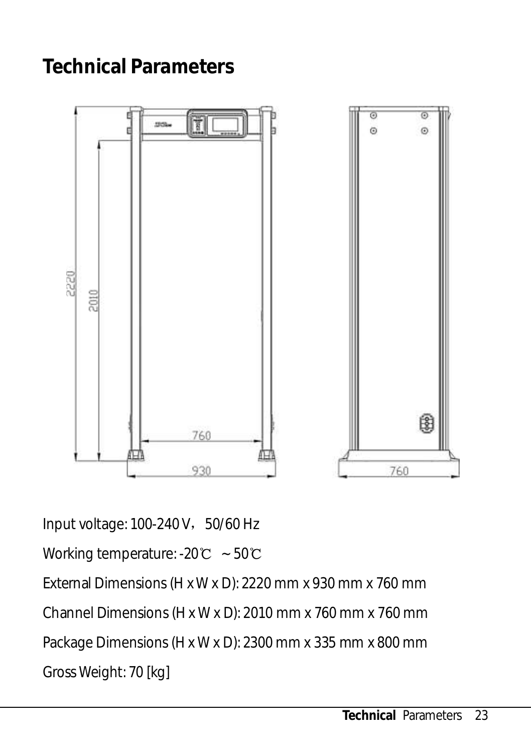# Technical Parameters

Input voltage: 100-240 V，50/60 Hz

Working temperature: -20℃ ~ 50℃

External Dimensions (H x W x D): 2220 mm x 930 mm x 760 mm

Channel Dimensions (H x W x D): 2010 mm x 760 mm x 760 mm

Package Dimensions (H x W x D): 2300 mm x 335 mm x 800 mm

Gross Weight: 70 [kg]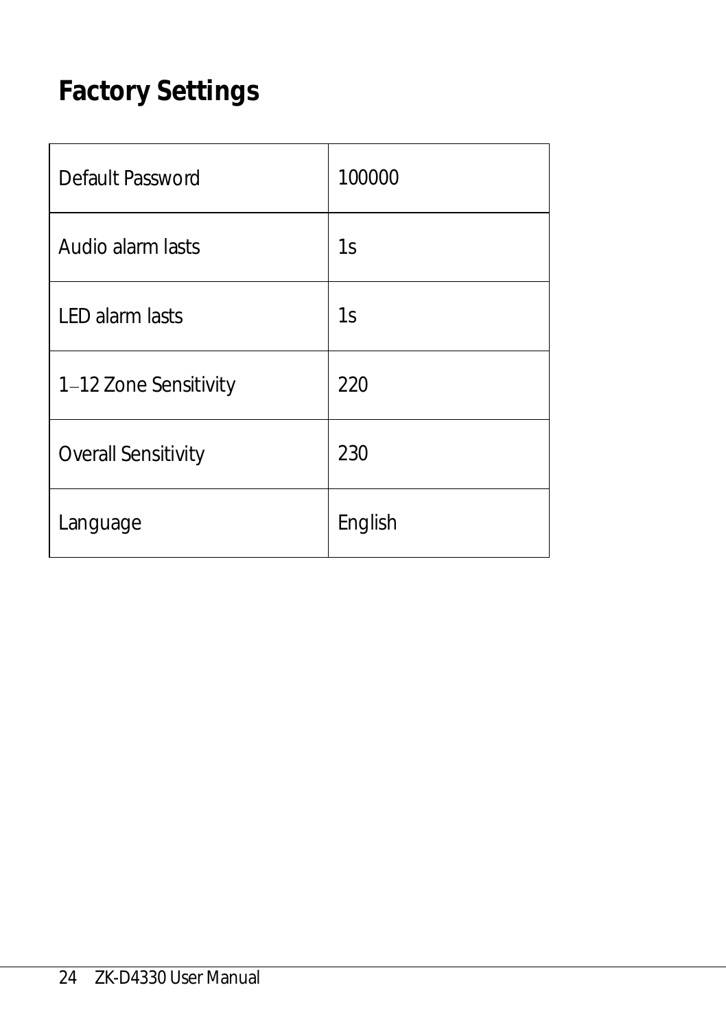# Factory Settings

| Default Password | 100000 |
|---|---|
| Audio alarm lasts | 1s |
| LED alarm lasts | 1s |
| 1–12 Zone Sensitivity | 220 |
| Overall Sensitivity | 230 |
| Language | English |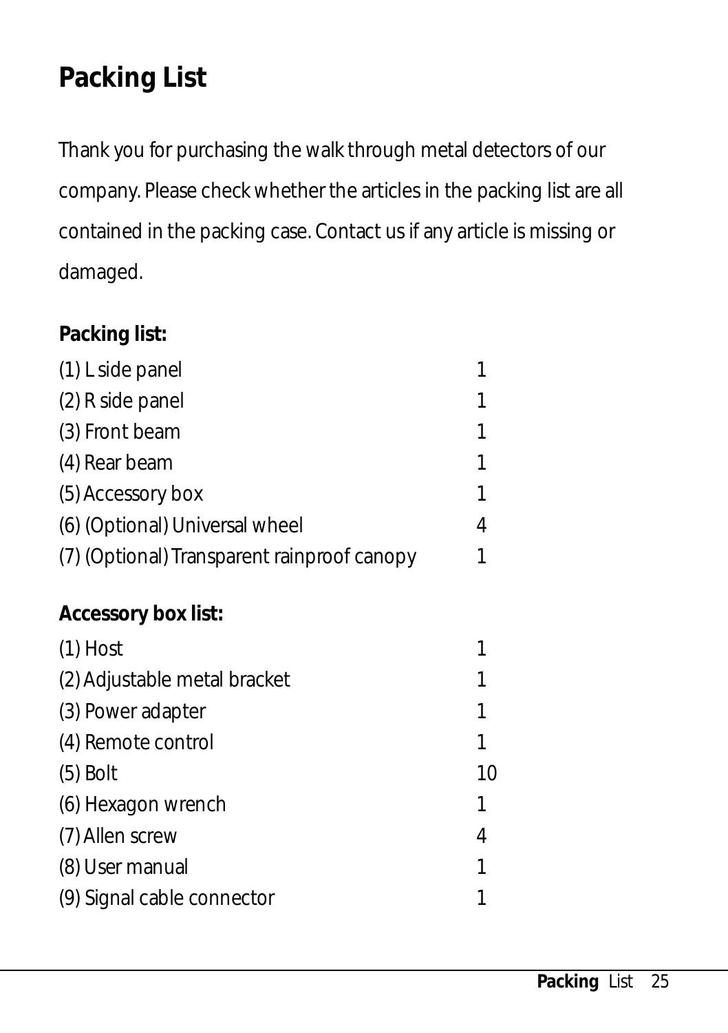# Packing List

Thank you for purchasing the walk through metal detectors of our company. Please check whether the articles in the packing list are all contained in the packing case. Contact us if any article is missing or damaged.

**Packing list:**

| Item | Qty |
|---|---|
| (1) L side panel | 1 |
| (2) R side panel | 1 |
| (3) Front beam | 1 |
| (4) Rear beam | 1 |
| (5) Accessory box | 1 |
| (6) (Optional) Universal wheel | 4 |
| (7) (Optional) Transparent rainproof canopy | 1 |

**Accessory box list:**

| Item | Qty |
|---|---|
| (1) Host | 1 |
| (2) Adjustable metal bracket | 1 |
| (3) Power adapter | 1 |
| (4) Remote control | 1 |
| (5) Bolt | 10 |
| (6) Hexagon wrench | 1 |
| (7) Allen screw | 4 |
| (8) User manual | 1 |
| (9) Signal cable connector | 1 |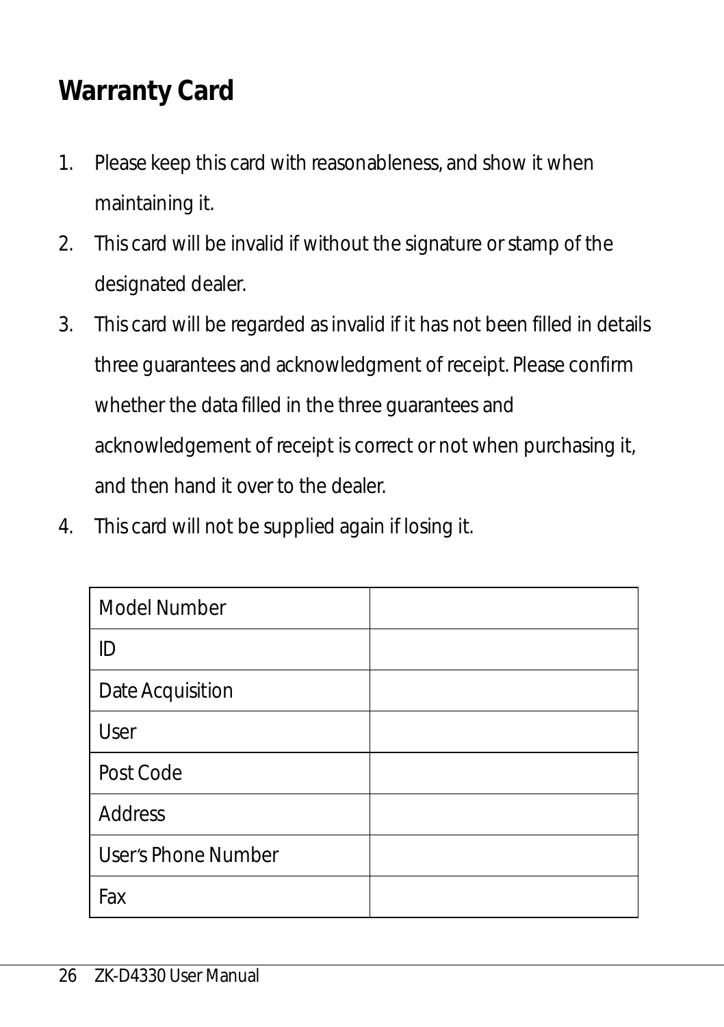## Warranty Card

1. Please keep this card with reasonableness, and show it when maintaining it.
2. This card will be invalid if without the signature or stamp of the designated dealer.
3. This card will be regarded as invalid if it has not been filled in details three guarantees and acknowledgment of receipt. Please confirm whether the data filled in the three guarantees and acknowledgement of receipt is correct or not when purchasing it, and then hand it over to the dealer.
4. This card will not be supplied again if losing it.

| Model Number | |
|---|---|
| ID | |
| Date Acquisition | |
| User | |
| Post Code | |
| Address | |
| User's Phone Number | |
| Fax | |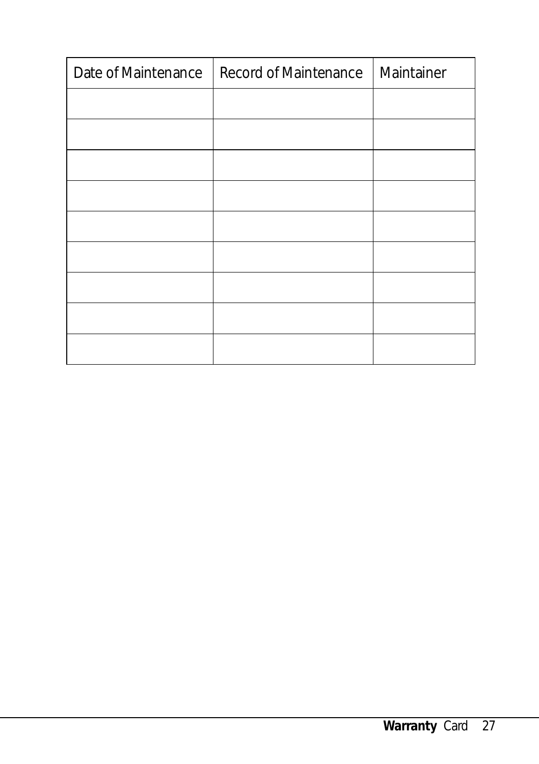| Date of Maintenance | Record of Maintenance | Maintainer |
| --- | --- | --- |
| | | |
| | | |
| | | |
| | | |
| | | |
| | | |
| | | |
| | | |
| | | |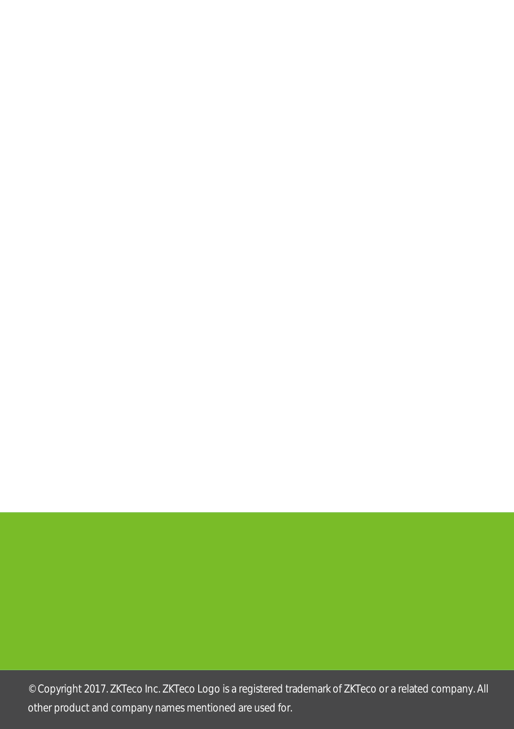© Copyright 2017. ZKTeco Inc. ZKTeco Logo is a registered trademark of ZKTeco or a related company. All other product and company names mentioned are used for.